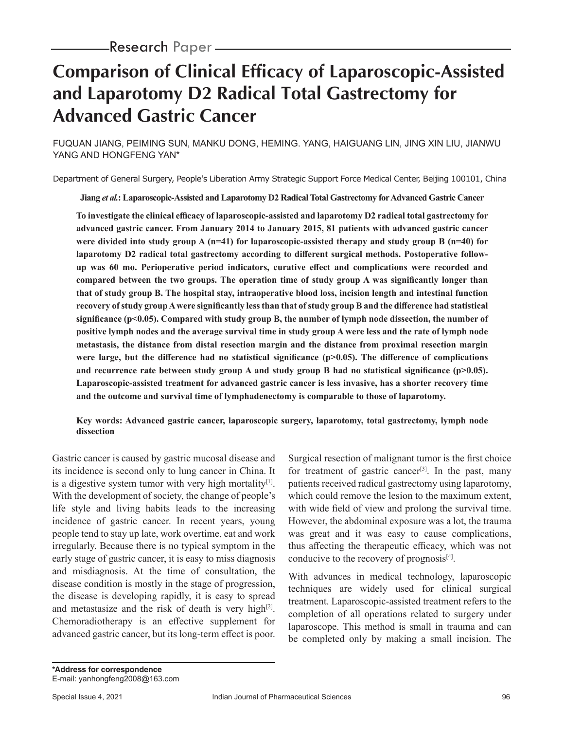Research Paper

# Comparison of Clinical Efficacy of Laparoscopic-Assisted and Laparotomy D2 Radical Total Gastrectomy for Advanced Gastric Cancer

FUQUAN JIANG, PEIMING SUN, MANKU DONG, HEMING. YANG, HAIGUANG LIN, JING XIN LIU, JIANWU YANG AND HONGFENG YAN*

Department of General Surgery, People's Liberation Army Strategic Support Force Medical Center, Beijing 100101, China

**Jiang *et al.*: Laparoscopic-Assisted and Laparotomy D2 Radical Total Gastrectomy for Advanced Gastric Cancer**

**To investigate the clinical efficacy of laparoscopic-assisted and laparotomy D2 radical total gastrectomy for advanced gastric cancer. From January 2014 to January 2015, 81 patients with advanced gastric cancer were divided into study group A (n=41) for laparoscopic-assisted therapy and study group B (n=40) for laparotomy D2 radical total gastrectomy according to different surgical methods. Postoperative follow-up was 60 mo. Perioperative period indicators, curative effect and complications were recorded and compared between the two groups. The operation time of study group A was significantly longer than that of study group B. The hospital stay, intraoperative blood loss, incision length and intestinal function recovery of study group A were significantly less than that of study group B and the difference had statistical significance ($p<0.05$). Compared with study group B, the number of lymph node dissection, the number of positive lymph nodes and the average survival time in study group A were less and the rate of lymph node metastasis, the distance from distal resection margin and the distance from proximal resection margin were large, but the difference had no statistical significance ($p>0.05$). The difference of complications and recurrence rate between study group A and study group B had no statistical significance ($p>0.05$). Laparoscopic-assisted treatment for advanced gastric cancer is less invasive, has a shorter recovery time and the outcome and survival time of lymphadenectomy is comparable to those of laparotomy.**

**Key words: Advanced gastric cancer, laparoscopic surgery, laparotomy, total gastrectomy, lymph node dissection**

Gastric cancer is caused by gastric mucosal disease and its incidence is second only to lung cancer in China. It is a digestive system tumor with very high mortality[1]. With the development of society, the change of people's life style and living habits leads to the increasing incidence of gastric cancer. In recent years, young people tend to stay up late, work overtime, eat and work irregularly. Because there is no typical symptom in the early stage of gastric cancer, it is easy to miss diagnosis and misdiagnosis. At the time of consultation, the disease condition is mostly in the stage of progression, the disease is developing rapidly, it is easy to spread and metastasize and the risk of death is very high[2]. Chemoradiotherapy is an effective supplement for advanced gastric cancer, but its long-term effect is poor. Surgical resection of malignant tumor is the first choice for treatment of gastric cancer[3]. In the past, many patients received radical gastrectomy using laparotomy, which could remove the lesion to the maximum extent, with wide field of view and prolong the survival time. However, the abdominal exposure was a lot, the trauma was great and it was easy to cause complications, thus affecting the therapeutic efficacy, which was not conducive to the recovery of prognosis[4].

With advances in medical technology, laparoscopic techniques are widely used for clinical surgical treatment. Laparoscopic-assisted treatment refers to the completion of all operations related to surgery under laparoscope. This method is small in trauma and can be completed only by making a small incision. The

**\*Address for correspondence**
E-mail: yanhongfeng2008@163.com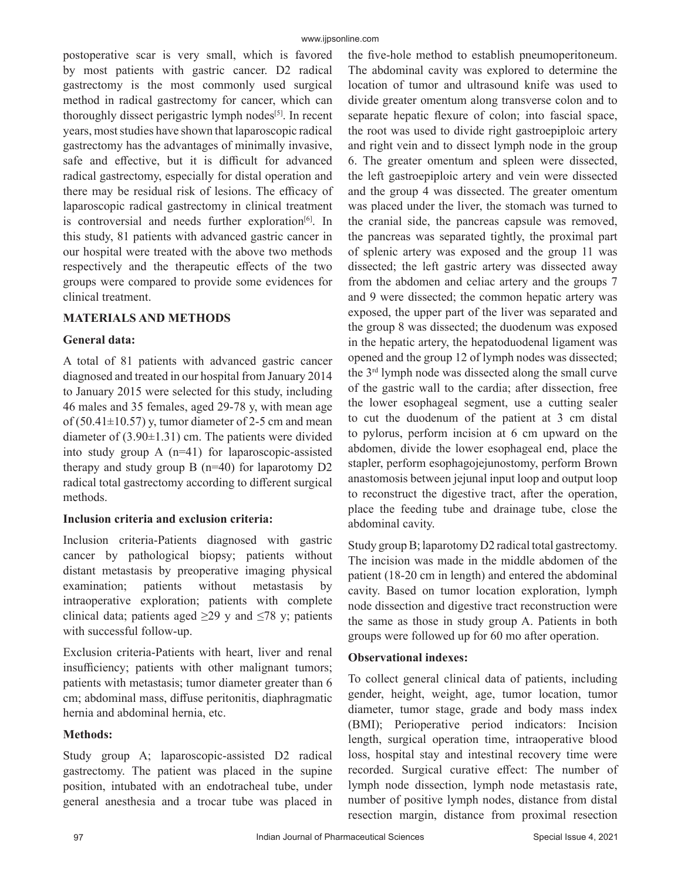postoperative scar is very small, which is favored by most patients with gastric cancer. D2 radical gastrectomy is the most commonly used surgical method in radical gastrectomy for cancer, which can thoroughly dissect perigastric lymph nodes[5]. In recent years, most studies have shown that laparoscopic radical gastrectomy has the advantages of minimally invasive, safe and effective, but it is difficult for advanced radical gastrectomy, especially for distal operation and there may be residual risk of lesions. The efficacy of laparoscopic radical gastrectomy in clinical treatment is controversial and needs further exploration[6]. In this study, 81 patients with advanced gastric cancer in our hospital were treated with the above two methods respectively and the therapeutic effects of the two groups were compared to provide some evidences for clinical treatment.

## MATERIALS AND METHODS

### General data:

A total of 81 patients with advanced gastric cancer diagnosed and treated in our hospital from January 2014 to January 2015 were selected for this study, including 46 males and 35 females, aged 29-78 y, with mean age of (50.41±10.57) y, tumor diameter of 2-5 cm and mean diameter of (3.90±1.31) cm. The patients were divided into study group A (n=41) for laparoscopic-assisted therapy and study group B (n=40) for laparotomy D2 radical total gastrectomy according to different surgical methods.

### Inclusion criteria and exclusion criteria:

Inclusion criteria-Patients diagnosed with gastric cancer by pathological biopsy; patients without distant metastasis by preoperative imaging physical examination; patients without metastasis by intraoperative exploration; patients with complete clinical data; patients aged ≥29 y and ≤78 y; patients with successful follow-up.

Exclusion criteria-Patients with heart, liver and renal insufficiency; patients with other malignant tumors; patients with metastasis; tumor diameter greater than 6 cm; abdominal mass, diffuse peritonitis, diaphragmatic hernia and abdominal hernia, etc.

### Methods:

Study group A; laparoscopic-assisted D2 radical gastrectomy. The patient was placed in the supine position, intubated with an endotracheal tube, under general anesthesia and a trocar tube was placed in the five-hole method to establish pneumoperitoneum. The abdominal cavity was explored to determine the location of tumor and ultrasound knife was used to divide greater omentum along transverse colon and to separate hepatic flexure of colon; into fascial space, the root was used to divide right gastroepiploic artery and right vein and to dissect lymph node in the group 6. The greater omentum and spleen were dissected, the left gastroepiploic artery and vein were dissected and the group 4 was dissected. The greater omentum was placed under the liver, the stomach was turned to the cranial side, the pancreas capsule was removed, the pancreas was separated tightly, the proximal part of splenic artery was exposed and the group 11 was dissected; the left gastric artery was dissected away from the abdomen and celiac artery and the groups 7 and 9 were dissected; the common hepatic artery was exposed, the upper part of the liver was separated and the group 8 was dissected; the duodenum was exposed in the hepatic artery, the hepatoduodenal ligament was opened and the group 12 of lymph nodes was dissected; the 3rd lymph node was dissected along the small curve of the gastric wall to the cardia; after dissection, free the lower esophageal segment, use a cutting sealer to cut the duodenum of the patient at 3 cm distal to pylorus, perform incision at 6 cm upward on the abdomen, divide the lower esophageal end, place the stapler, perform esophagojejunostomy, perform Brown anastomosis between jejunal input loop and output loop to reconstruct the digestive tract, after the operation, place the feeding tube and drainage tube, close the abdominal cavity.

Study group B; laparotomy D2 radical total gastrectomy. The incision was made in the middle abdomen of the patient (18-20 cm in length) and entered the abdominal cavity. Based on tumor location exploration, lymph node dissection and digestive tract reconstruction were the same as those in study group A. Patients in both groups were followed up for 60 mo after operation.

### Observational indexes:

To collect general clinical data of patients, including gender, height, weight, age, tumor location, tumor diameter, tumor stage, grade and body mass index (BMI); Perioperative period indicators: Incision length, surgical operation time, intraoperative blood loss, hospital stay and intestinal recovery time were recorded. Surgical curative effect: The number of lymph node dissection, lymph node metastasis rate, number of positive lymph nodes, distance from distal resection margin, distance from proximal resection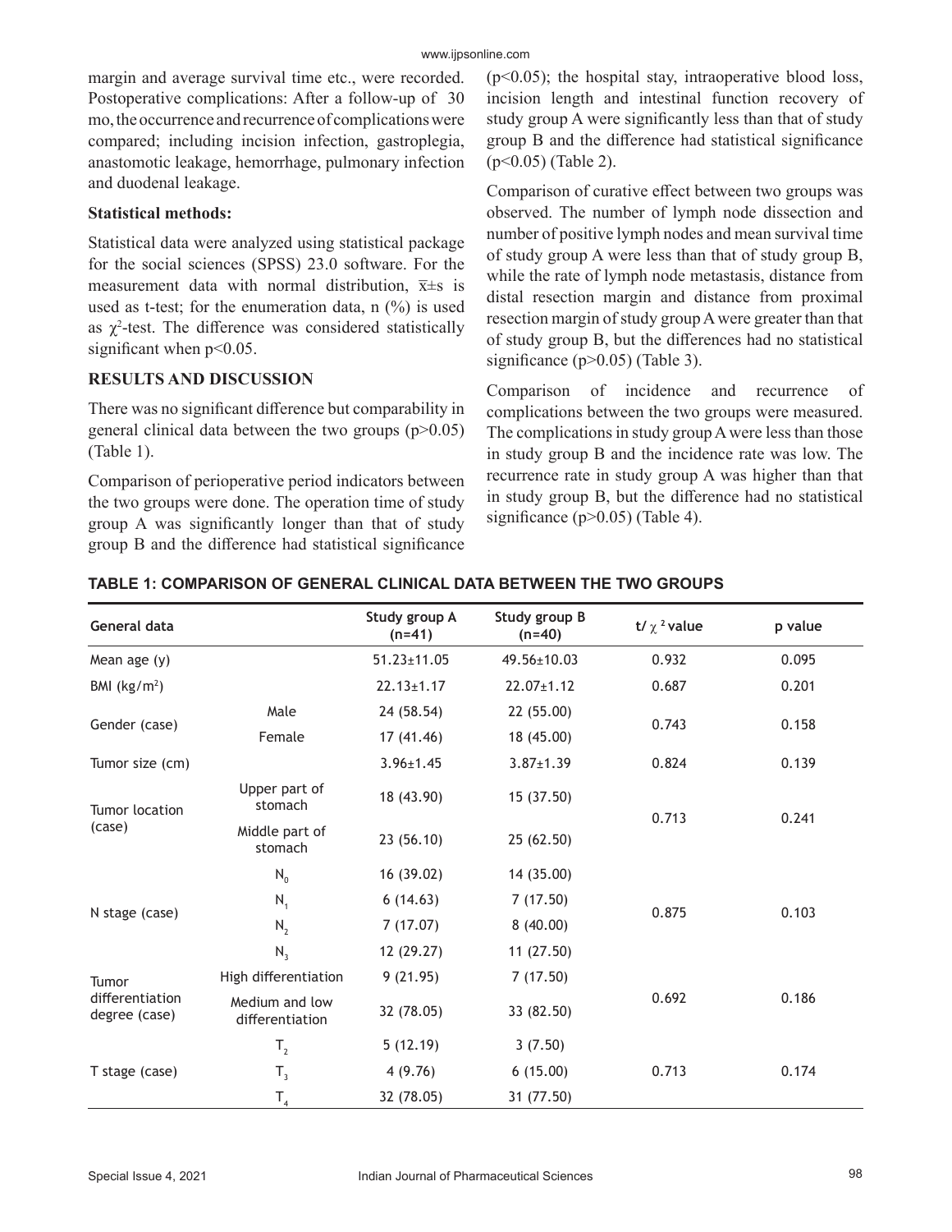margin and average survival time etc., were recorded. Postoperative complications: After a follow-up of 30 mo, the occurrence and recurrence of complications were compared; including incision infection, gastroplegia, anastomotic leakage, hemorrhage, pulmonary infection and duodenal leakage.

**Statistical methods:**

Statistical data were analyzed using statistical package for the social sciences (SPSS) 23.0 software. For the measurement data with normal distribution, $\bar{x}$±s is used as t-test; for the enumeration data, n (%) is used as $\chi^2$-test. The difference was considered statistically significant when $p<0.05$.

## RESULTS AND DISCUSSION

There was no significant difference but comparability in general clinical data between the two groups ($p>0.05$) (Table 1).

Comparison of perioperative period indicators between the two groups were done. The operation time of study group A was significantly longer than that of study group B and the difference had statistical significance ($p<0.05$); the hospital stay, intraoperative blood loss, incision length and intestinal function recovery of study group A were significantly less than that of study group B and the difference had statistical significance ($p<0.05$) (Table 2).

Comparison of curative effect between two groups was observed. The number of lymph node dissection and number of positive lymph nodes and mean survival time of study group A were less than that of study group B, while the rate of lymph node metastasis, distance from distal resection margin and distance from proximal resection margin of study group A were greater than that of study group B, but the differences had no statistical significance ($p>0.05$) (Table 3).

Comparison of incidence and recurrence of complications between the two groups were measured. The complications in study group A were less than those in study group B and the incidence rate was low. The recurrence rate in study group A was higher than that in study group B, but the difference had no statistical significance ($p>0.05$) (Table 4).

**TABLE 1: COMPARISON OF GENERAL CLINICAL DATA BETWEEN THE TWO GROUPS**

| General data | | Study group A (n=41) | Study group B (n=40) | t/ $\chi^2$ value | p value |
|---|---|---|---|---|---|
| Mean age (y) | | 51.23±11.05 | 49.56±10.03 | 0.932 | 0.095 |
| BMI (kg/m$^2$) | | 22.13±1.17 | 22.07±1.12 | 0.687 | 0.201 |
| Gender (case) | Male | 24 (58.54) | 22 (55.00) | 0.743 | 0.158 |
| | Female | 17 (41.46) | 18 (45.00) | | |
| Tumor size (cm) | | 3.96±1.45 | 3.87±1.39 | 0.824 | 0.139 |
| Tumor location (case) | Upper part of stomach | 18 (43.90) | 15 (37.50) | 0.713 | 0.241 |
| | Middle part of stomach | 23 (56.10) | 25 (62.50) | | |
| N stage (case) | $N_0$ | 16 (39.02) | 14 (35.00) | 0.875 | 0.103 |
| | $N_1$ | 6 (14.63) | 7 (17.50) | | |
| | $N_2$ | 7 (17.07) | 8 (40.00) | | |
| | $N_3$ | 12 (29.27) | 11 (27.50) | | |
| Tumor differentiation degree (case) | High differentiation | 9 (21.95) | 7 (17.50) | 0.692 | 0.186 |
| | Medium and low differentiation | 32 (78.05) | 33 (82.50) | | |
| T stage (case) | $T_2$ | 5 (12.19) | 3 (7.50) | 0.713 | 0.174 |
| | $T_3$ | 4 (9.76) | 6 (15.00) | | |
| | $T_4$ | 32 (78.05) | 31 (77.50) | | |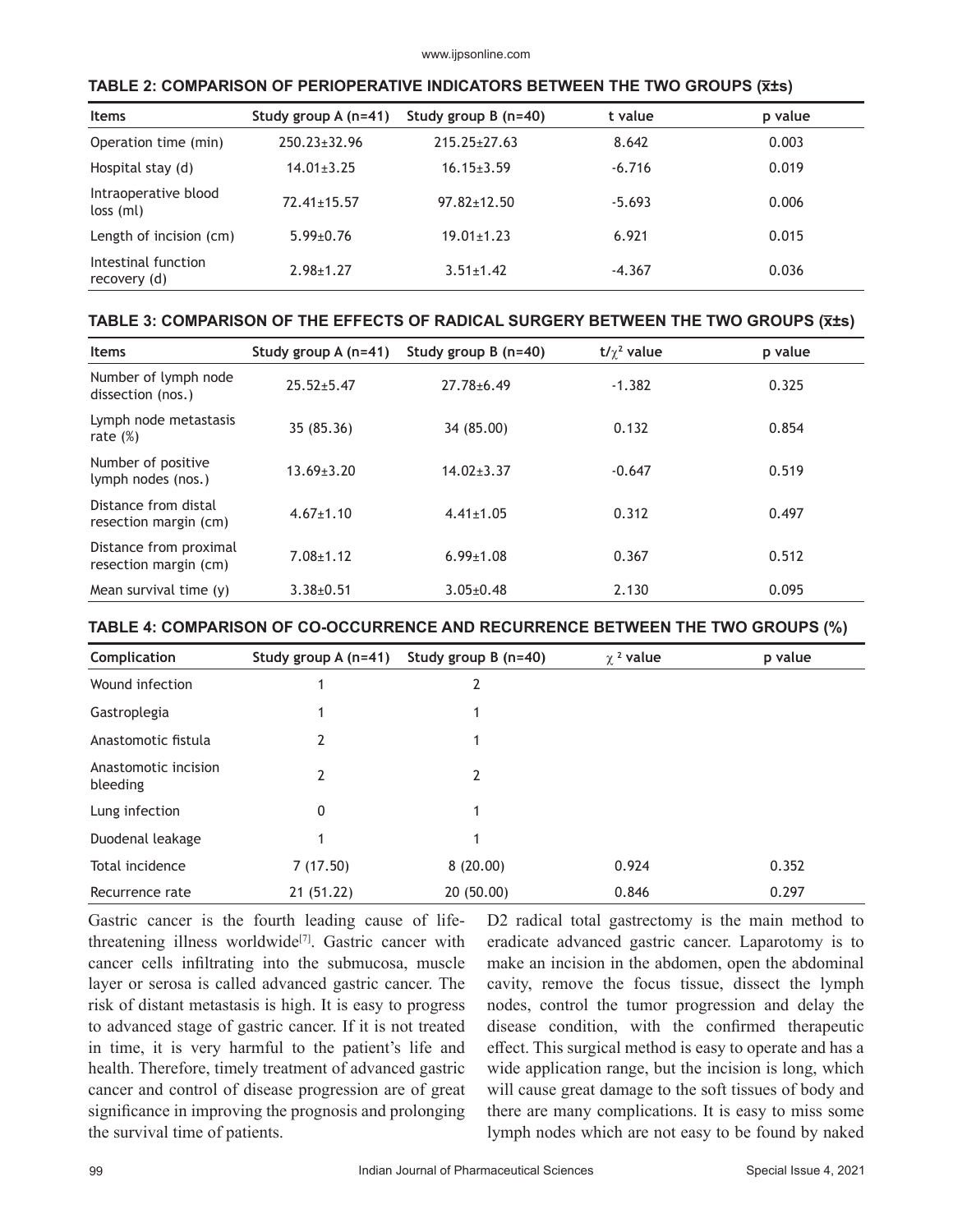**TABLE 2: COMPARISON OF PERIOPERATIVE INDICATORS BETWEEN THE TWO GROUPS ($\bar{x}$±s)**

| Items | Study group A (n=41) | Study group B (n=40) | t value | p value |
|---|---|---|---|---|
| Operation time (min) | 250.23±32.96 | 215.25±27.63 | 8.642 | 0.003 |
| Hospital stay (d) | 14.01±3.25 | 16.15±3.59 | -6.716 | 0.019 |
| Intraoperative blood loss (ml) | 72.41±15.57 | 97.82±12.50 | -5.693 | 0.006 |
| Length of incision (cm) | 5.99±0.76 | 19.01±1.23 | 6.921 | 0.015 |
| Intestinal function recovery (d) | 2.98±1.27 | 3.51±1.42 | -4.367 | 0.036 |

**TABLE 3: COMPARISON OF THE EFFECTS OF RADICAL SURGERY BETWEEN THE TWO GROUPS ($\bar{x}$±s)**

| Items | Study group A (n=41) | Study group B (n=40) | t/$\chi^2$ value | p value |
|---|---|---|---|---|
| Number of lymph node dissection (nos.) | 25.52±5.47 | 27.78±6.49 | -1.382 | 0.325 |
| Lymph node metastasis rate (%) | 35 (85.36) | 34 (85.00) | 0.132 | 0.854 |
| Number of positive lymph nodes (nos.) | 13.69±3.20 | 14.02±3.37 | -0.647 | 0.519 |
| Distance from distal resection margin (cm) | 4.67±1.10 | 4.41±1.05 | 0.312 | 0.497 |
| Distance from proximal resection margin (cm) | 7.08±1.12 | 6.99±1.08 | 0.367 | 0.512 |
| Mean survival time (y) | 3.38±0.51 | 3.05±0.48 | 2.130 | 0.095 |

**TABLE 4: COMPARISON OF CO-OCCURRENCE AND RECURRENCE BETWEEN THE TWO GROUPS (%)**

| Complication | Study group A (n=41) | Study group B (n=40) | $\chi^2$ value | p value |
|---|---|---|---|---|
| Wound infection | 1 | 2 | | |
| Gastroplegia | 1 | 1 | | |
| Anastomotic fistula | 2 | 1 | | |
| Anastomotic incision bleeding | 2 | 2 | | |
| Lung infection | 0 | 1 | | |
| Duodenal leakage | 1 | 1 | | |
| Total incidence | 7 (17.50) | 8 (20.00) | 0.924 | 0.352 |
| Recurrence rate | 21 (51.22) | 20 (50.00) | 0.846 | 0.297 |

Gastric cancer is the fourth leading cause of life-threatening illness worldwide[7]. Gastric cancer with cancer cells infiltrating into the submucosa, muscle layer or serosa is called advanced gastric cancer. The risk of distant metastasis is high. It is easy to progress to advanced stage of gastric cancer. If it is not treated in time, it is very harmful to the patient's life and health. Therefore, timely treatment of advanced gastric cancer and control of disease progression are of great significance in improving the prognosis and prolonging the survival time of patients.

D2 radical total gastrectomy is the main method to eradicate advanced gastric cancer. Laparotomy is to make an incision in the abdomen, open the abdominal cavity, remove the focus tissue, dissect the lymph nodes, control the tumor progression and delay the disease condition, with the confirmed therapeutic effect. This surgical method is easy to operate and has a wide application range, but the incision is long, which will cause great damage to the soft tissues of body and there are many complications. It is easy to miss some lymph nodes which are not easy to be found by naked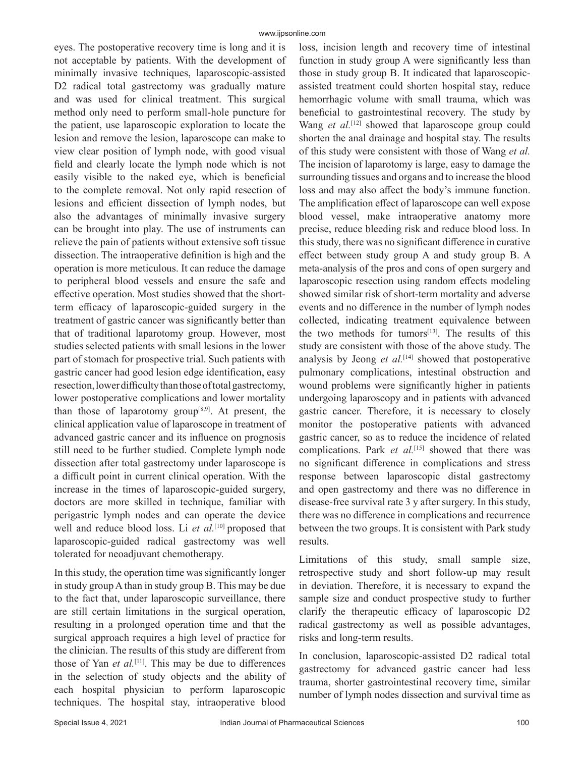eyes. The postoperative recovery time is long and it is not acceptable by patients. With the development of minimally invasive techniques, laparoscopic-assisted D2 radical total gastrectomy was gradually mature and was used for clinical treatment. This surgical method only need to perform small-hole puncture for the patient, use laparoscopic exploration to locate the lesion and remove the lesion, laparoscope can make to view clear position of lymph node, with good visual field and clearly locate the lymph node which is not easily visible to the naked eye, which is beneficial to the complete removal. Not only rapid resection of lesions and efficient dissection of lymph nodes, but also the advantages of minimally invasive surgery can be brought into play. The use of instruments can relieve the pain of patients without extensive soft tissue dissection. The intraoperative definition is high and the operation is more meticulous. It can reduce the damage to peripheral blood vessels and ensure the safe and effective operation. Most studies showed that the short-term efficacy of laparoscopic-guided surgery in the treatment of gastric cancer was significantly better than that of traditional laparotomy group. However, most studies selected patients with small lesions in the lower part of stomach for prospective trial. Such patients with gastric cancer had good lesion edge identification, easy resection, lower difficulty than those of total gastrectomy, lower postoperative complications and lower mortality than those of laparotomy group[8,9]. At present, the clinical application value of laparoscope in treatment of advanced gastric cancer and its influence on prognosis still need to be further studied. Complete lymph node dissection after total gastrectomy under laparoscope is a difficult point in current clinical operation. With the increase in the times of laparoscopic-guided surgery, doctors are more skilled in technique, familiar with perigastric lymph nodes and can operate the device well and reduce blood loss. Li *et al.*[10] proposed that laparoscopic-guided radical gastrectomy was well tolerated for neoadjuvant chemotherapy.

In this study, the operation time was significantly longer in study group A than in study group B. This may be due to the fact that, under laparoscopic surveillance, there are still certain limitations in the surgical operation, resulting in a prolonged operation time and that the surgical approach requires a high level of practice for the clinician. The results of this study are different from those of Yan *et al.*[11]. This may be due to differences in the selection of study objects and the ability of each hospital physician to perform laparoscopic techniques. The hospital stay, intraoperative blood loss, incision length and recovery time of intestinal function in study group A were significantly less than those in study group B. It indicated that laparoscopic-assisted treatment could shorten hospital stay, reduce hemorrhagic volume with small trauma, which was beneficial to gastrointestinal recovery. The study by Wang *et al.*[12] showed that laparoscope group could shorten the anal drainage and hospital stay. The results of this study were consistent with those of Wang *et al.* The incision of laparotomy is large, easy to damage the surrounding tissues and organs and to increase the blood loss and may also affect the body's immune function. The amplification effect of laparoscope can well expose blood vessel, make intraoperative anatomy more precise, reduce bleeding risk and reduce blood loss. In this study, there was no significant difference in curative effect between study group A and study group B. A meta-analysis of the pros and cons of open surgery and laparoscopic resection using random effects modeling showed similar risk of short-term mortality and adverse events and no difference in the number of lymph nodes collected, indicating treatment equivalence between the two methods for tumors[13]. The results of this study are consistent with those of the above study. The analysis by Jeong *et al.*[14] showed that postoperative pulmonary complications, intestinal obstruction and wound problems were significantly higher in patients undergoing laparoscopy and in patients with advanced gastric cancer. Therefore, it is necessary to closely monitor the postoperative patients with advanced gastric cancer, so as to reduce the incidence of related complications. Park *et al.*[15] showed that there was no significant difference in complications and stress response between laparoscopic distal gastrectomy and open gastrectomy and there was no difference in disease-free survival rate 3 y after surgery. In this study, there was no difference in complications and recurrence between the two groups. It is consistent with Park study results.

Limitations of this study, small sample size, retrospective study and short follow-up may result in deviation. Therefore, it is necessary to expand the sample size and conduct prospective study to further clarify the therapeutic efficacy of laparoscopic D2 radical gastrectomy as well as possible advantages, risks and long-term results.

In conclusion, laparoscopic-assisted D2 radical total gastrectomy for advanced gastric cancer had less trauma, shorter gastrointestinal recovery time, similar number of lymph nodes dissection and survival time as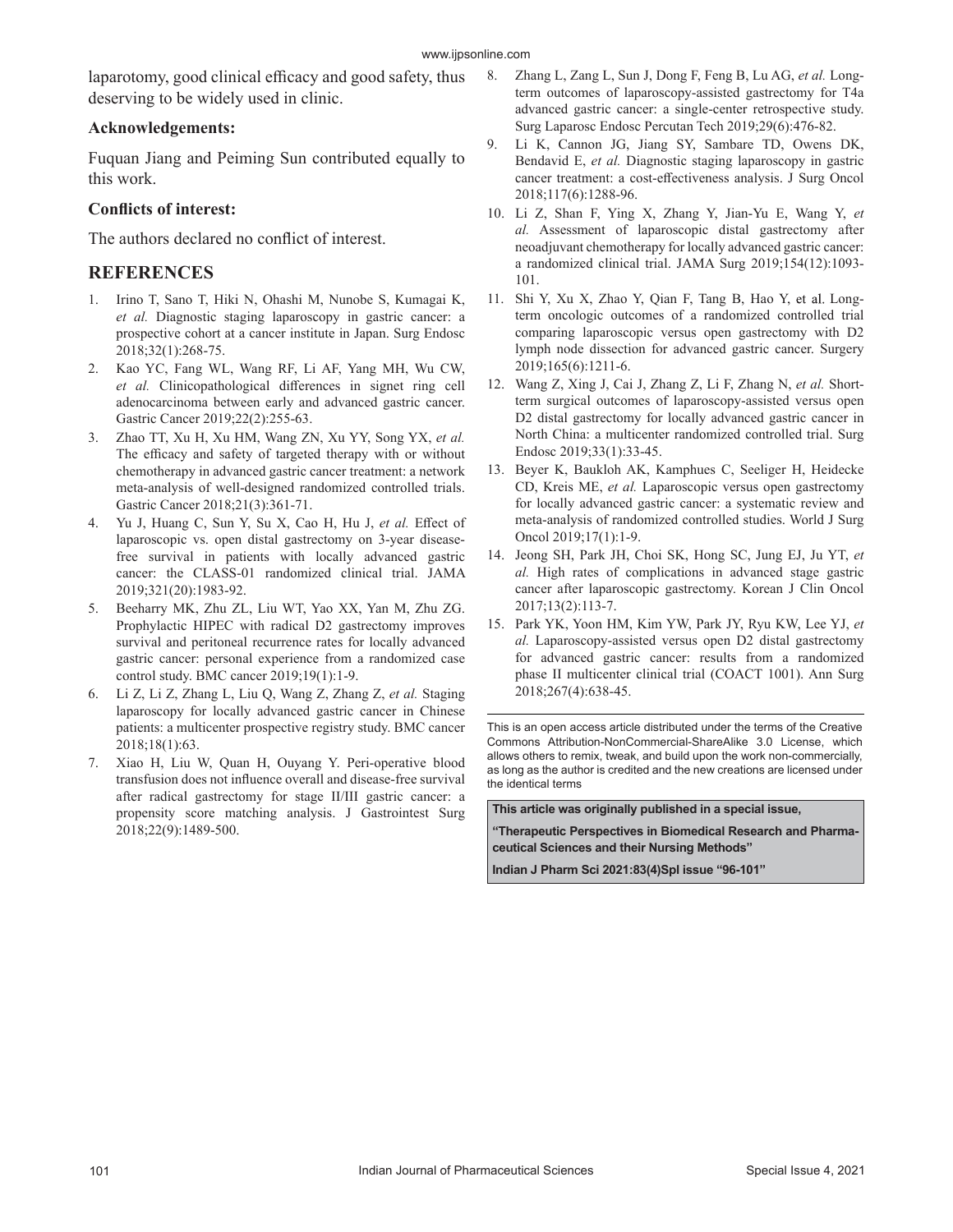laparotomy, good clinical efficacy and good safety, thus deserving to be widely used in clinic.

### Acknowledgements:

Fuquan Jiang and Peiming Sun contributed equally to this work.

### Conflicts of interest:

The authors declared no conflict of interest.

## REFERENCES

1. Irino T, Sano T, Hiki N, Ohashi M, Nunobe S, Kumagai K, *et al.* Diagnostic staging laparoscopy in gastric cancer: a prospective cohort at a cancer institute in Japan. Surg Endosc 2018;32(1):268-75.
2. Kao YC, Fang WL, Wang RF, Li AF, Yang MH, Wu CW, *et al.* Clinicopathological differences in signet ring cell adenocarcinoma between early and advanced gastric cancer. Gastric Cancer 2019;22(2):255-63.
3. Zhao TT, Xu H, Xu HM, Wang ZN, Xu YY, Song YX, *et al.* The efficacy and safety of targeted therapy with or without chemotherapy in advanced gastric cancer treatment: a network meta-analysis of well-designed randomized controlled trials. Gastric Cancer 2018;21(3):361-71.
4. Yu J, Huang C, Sun Y, Su X, Cao H, Hu J, *et al.* Effect of laparoscopic vs. open distal gastrectomy on 3-year disease-free survival in patients with locally advanced gastric cancer: the CLASS-01 randomized clinical trial. JAMA 2019;321(20):1983-92.
5. Beeharry MK, Zhu ZL, Liu WT, Yao XX, Yan M, Zhu ZG. Prophylactic HIPEC with radical D2 gastrectomy improves survival and peritoneal recurrence rates for locally advanced gastric cancer: personal experience from a randomized case control study. BMC cancer 2019;19(1):1-9.
6. Li Z, Li Z, Zhang L, Liu Q, Wang Z, Zhang Z, *et al.* Staging laparoscopy for locally advanced gastric cancer in Chinese patients: a multicenter prospective registry study. BMC cancer 2018;18(1):63.
7. Xiao H, Liu W, Quan H, Ouyang Y. Peri-operative blood transfusion does not influence overall and disease-free survival after radical gastrectomy for stage II/III gastric cancer: a propensity score matching analysis. J Gastrointest Surg 2018;22(9):1489-500.
8. Zhang L, Zang L, Sun J, Dong F, Feng B, Lu AG, *et al.* Long-term outcomes of laparoscopy-assisted gastrectomy for T4a advanced gastric cancer: a single-center retrospective study. Surg Laparosc Endosc Percutan Tech 2019;29(6):476-82.
9. Li K, Cannon JG, Jiang SY, Sambare TD, Owens DK, Bendavid E, *et al.* Diagnostic staging laparoscopy in gastric cancer treatment: a cost-effectiveness analysis. J Surg Oncol 2018;117(6):1288-96.
10. Li Z, Shan F, Ying X, Zhang Y, Jian-Yu E, Wang Y, *et al.* Assessment of laparoscopic distal gastrectomy after neoadjuvant chemotherapy for locally advanced gastric cancer: a randomized clinical trial. JAMA Surg 2019;154(12):1093-101.
11. Shi Y, Xu X, Zhao Y, Qian F, Tang B, Hao Y, et al. Long-term oncologic outcomes of a randomized controlled trial comparing laparoscopic versus open gastrectomy with D2 lymph node dissection for advanced gastric cancer. Surgery 2019;165(6):1211-6.
12. Wang Z, Xing J, Cai J, Zhang Z, Li F, Zhang N, *et al.* Short-term surgical outcomes of laparoscopy-assisted versus open D2 distal gastrectomy for locally advanced gastric cancer in North China: a multicenter randomized controlled trial. Surg Endosc 2019;33(1):33-45.
13. Beyer K, Baukloh AK, Kamphues C, Seeliger H, Heidecke CD, Kreis ME, *et al.* Laparoscopic versus open gastrectomy for locally advanced gastric cancer: a systematic review and meta-analysis of randomized controlled studies. World J Surg Oncol 2019;17(1):1-9.
14. Jeong SH, Park JH, Choi SK, Hong SC, Jung EJ, Ju YT, *et al.* High rates of complications in advanced stage gastric cancer after laparoscopic gastrectomy. Korean J Clin Oncol 2017;13(2):113-7.
15. Park YK, Yoon HM, Kim YW, Park JY, Ryu KW, Lee YJ, *et al.* Laparoscopy-assisted versus open D2 distal gastrectomy for advanced gastric cancer: results from a randomized phase II multicenter clinical trial (COACT 1001). Ann Surg 2018;267(4):638-45.

This is an open access article distributed under the terms of the Creative Commons Attribution-NonCommercial-ShareAlike 3.0 License, which allows others to remix, tweak, and build upon the work non-commercially, as long as the author is credited and the new creations are licensed under the identical terms

**This article was originally published in a special issue,**

**"Therapeutic Perspectives in Biomedical Research and Pharmaceutical Sciences and their Nursing Methods"**

**Indian J Pharm Sci 2021:83(4)Spl issue "96-101"**